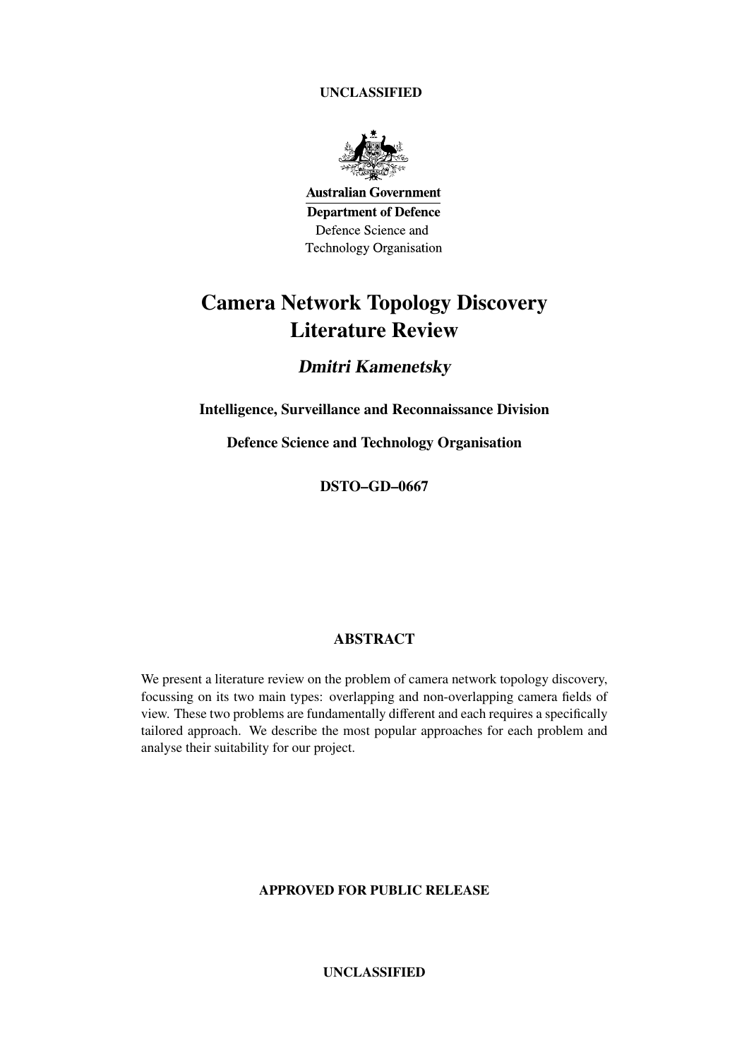UNCLASSIFIED

**Australian Government**

**Department of Defence**

Defence Science and Technology Organisation

# Camera Network Topology Discovery Literature Review

***Dmitri Kamenetsky***

**Intelligence, Surveillance and Reconnaissance Division**

**Defence Science and Technology Organisation**

**DSTO–GD–0667**

## ABSTRACT

We present a literature review on the problem of camera network topology discovery, focussing on its two main types: overlapping and non-overlapping camera fields of view. These two problems are fundamentally different and each requires a specifically tailored approach. We describe the most popular approaches for each problem and analyse their suitability for our project.

**APPROVED FOR PUBLIC RELEASE**

UNCLASSIFIED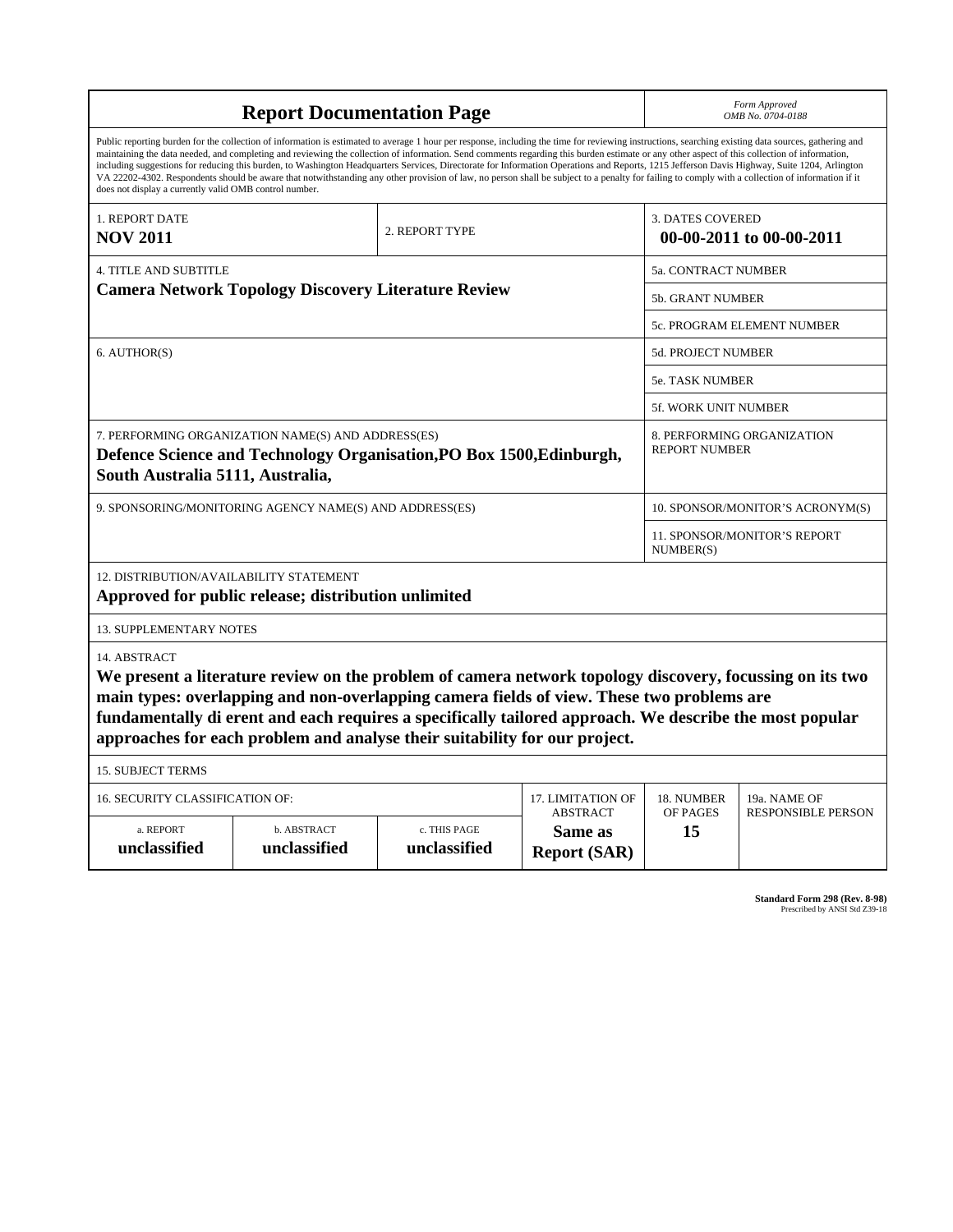# Report Documentation Page

*Form Approved*
*OMB No. 0704-0188*

Public reporting burden for the collection of information is estimated to average 1 hour per response, including the time for reviewing instructions, searching existing data sources, gathering and maintaining the data needed, and completing and reviewing the collection of information. Send comments regarding this burden estimate or any other aspect of this collection of information, including suggestions for reducing this burden, to Washington Headquarters Services, Directorate for Information Operations and Reports, 1215 Jefferson Davis Highway, Suite 1204, Arlington VA 22202-4302. Respondents should be aware that notwithstanding any other provision of law, no person shall be subject to a penalty for failing to comply with a collection of information if it does not display a currently valid OMB control number.

| 1. REPORT DATE | 2. REPORT TYPE | 3. DATES COVERED |
|---|---|---|
| **NOV 2011** | | **00-00-2011 to 00-00-2011** |

| 4. TITLE AND SUBTITLE | |
|---|---|
| **Camera Network Topology Discovery Literature Review** | 5a. CONTRACT NUMBER |
| | 5b. GRANT NUMBER |
| | 5c. PROGRAM ELEMENT NUMBER |
| 6. AUTHOR(S) | 5d. PROJECT NUMBER |
| | 5e. TASK NUMBER |
| | 5f. WORK UNIT NUMBER |
| 7. PERFORMING ORGANIZATION NAME(S) AND ADDRESS(ES) **Defence Science and Technology Organisation,PO Box 1500,Edinburgh, South Australia 5111, Australia,** | 8. PERFORMING ORGANIZATION REPORT NUMBER |
| 9. SPONSORING/MONITORING AGENCY NAME(S) AND ADDRESS(ES) | 10. SPONSOR/MONITOR'S ACRONYM(S) |
| | 11. SPONSOR/MONITOR'S REPORT NUMBER(S) |

12. DISTRIBUTION/AVAILABILITY STATEMENT
**Approved for public release; distribution unlimited**

13. SUPPLEMENTARY NOTES

14. ABSTRACT
**We present a literature review on the problem of camera network topology discovery, focussing on its two main types: overlapping and non-overlapping camera fields of view. These two problems are fundamentally di erent and each requires a specifically tailored approach. We describe the most popular approaches for each problem and analyse their suitability for our project.**

15. SUBJECT TERMS

| 16. SECURITY CLASSIFICATION OF: | | | 17. LIMITATION OF ABSTRACT | 18. NUMBER OF PAGES | 19a. NAME OF RESPONSIBLE PERSON |
|---|---|---|---|---|---|
| a. REPORT | b. ABSTRACT | c. THIS PAGE | | | |
| **unclassified** | **unclassified** | **unclassified** | **Same as Report (SAR)** | **15** | |

**Standard Form 298 (Rev. 8-98)**
Prescribed by ANSI Std Z39-18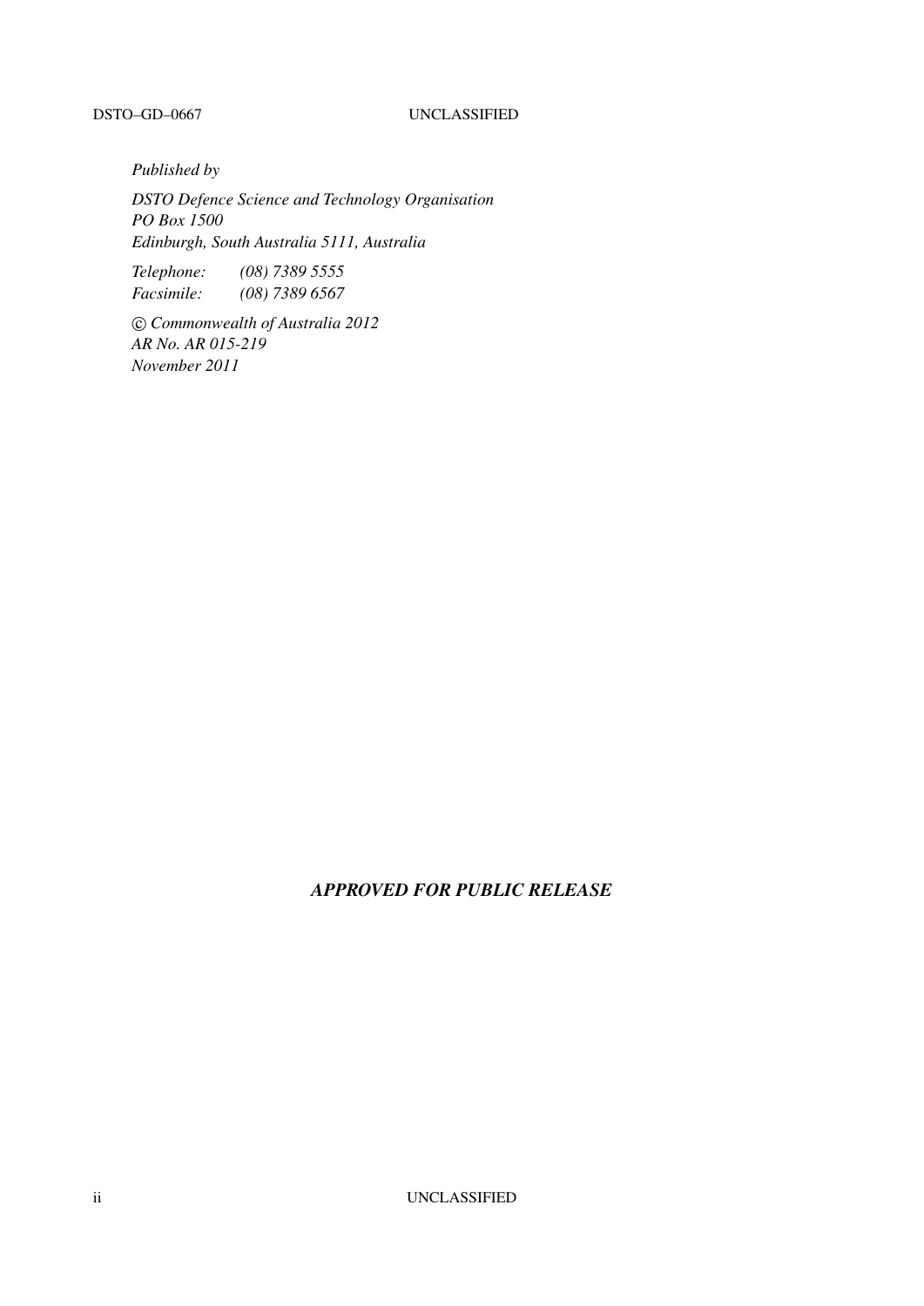*Published by*

*DSTO Defence Science and Technology Organisation*
*PO Box 1500*
*Edinburgh, South Australia 5111, Australia*

*Telephone:* *(08) 7389 5555*
*Facsimile:* *(08) 7389 6567*

*© Commonwealth of Australia 2012*
*AR No. AR 015-219*
*November 2011*

***APPROVED FOR PUBLIC RELEASE***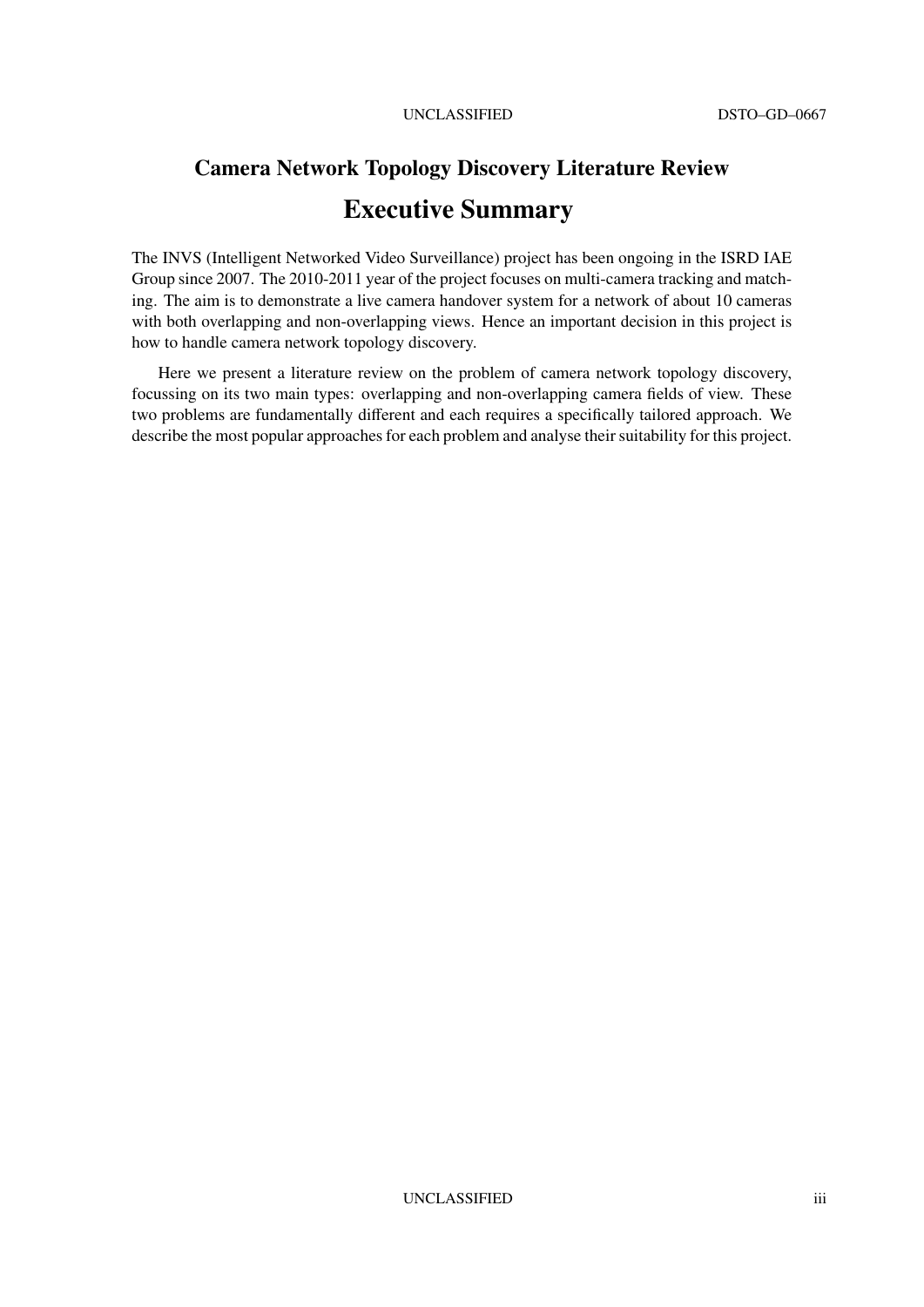## Camera Network Topology Discovery Literature Review

# Executive Summary

The INVS (Intelligent Networked Video Surveillance) project has been ongoing in the ISRD IAE Group since 2007. The 2010-2011 year of the project focuses on multi-camera tracking and matching. The aim is to demonstrate a live camera handover system for a network of about 10 cameras with both overlapping and non-overlapping views. Hence an important decision in this project is how to handle camera network topology discovery.

Here we present a literature review on the problem of camera network topology discovery, focussing on its two main types: overlapping and non-overlapping camera fields of view. These two problems are fundamentally different and each requires a specifically tailored approach. We describe the most popular approaches for each problem and analyse their suitability for this project.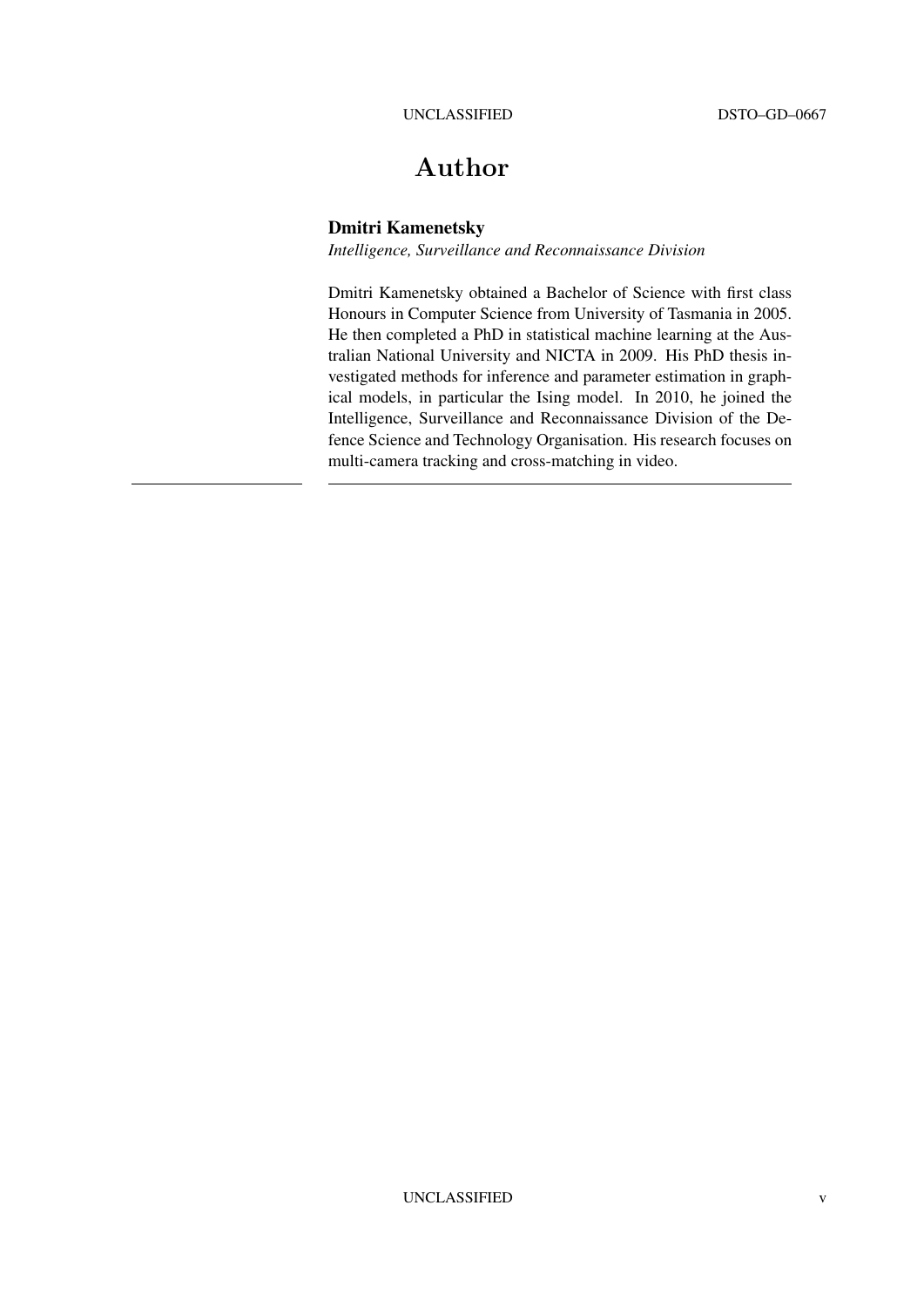# Author

**Dmitri Kamenetsky**

*Intelligence, Surveillance and Reconnaissance Division*

Dmitri Kamenetsky obtained a Bachelor of Science with first class Honours in Computer Science from University of Tasmania in 2005. He then completed a PhD in statistical machine learning at the Australian National University and NICTA in 2009. His PhD thesis investigated methods for inference and parameter estimation in graphical models, in particular the Ising model. In 2010, he joined the Intelligence, Surveillance and Reconnaissance Division of the Defence Science and Technology Organisation. His research focuses on multi-camera tracking and cross-matching in video.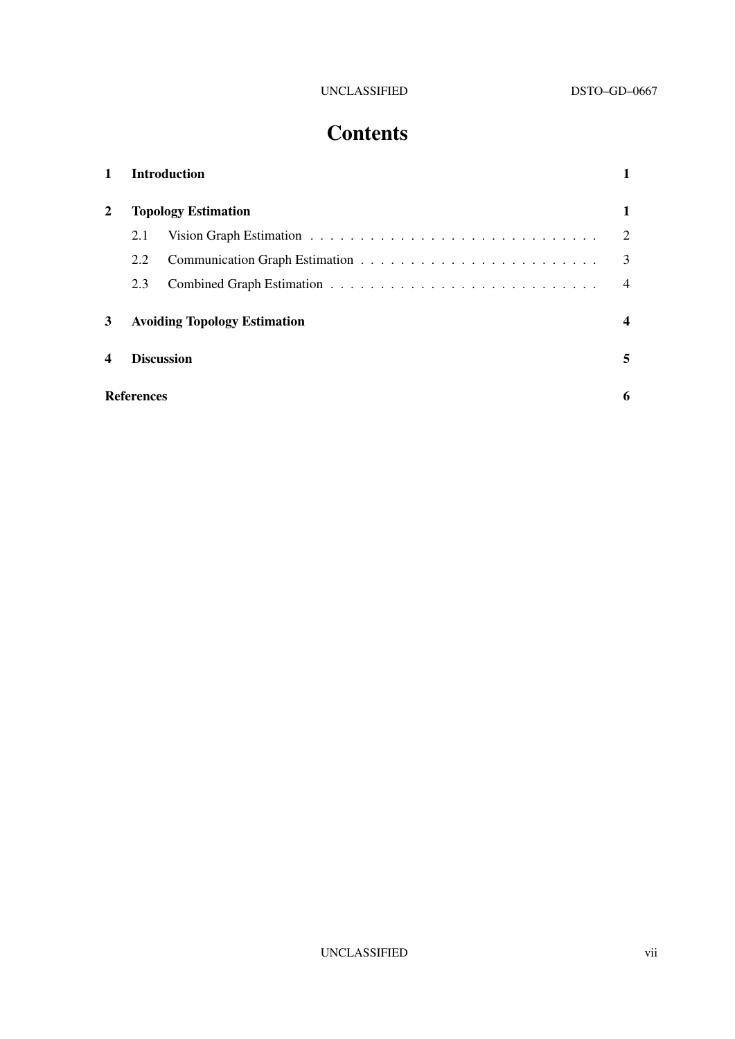# Contents

| | | |
|---|---|---|
| **1** | **Introduction** | **1** |
| **2** | **Topology Estimation** | **1** |
| | 2.1 Vision Graph Estimation | 2 |
| | 2.2 Communication Graph Estimation | 3 |
| | 2.3 Combined Graph Estimation | 4 |
| **3** | **Avoiding Topology Estimation** | **4** |
| **4** | **Discussion** | **5** |
| **References** | | **6** |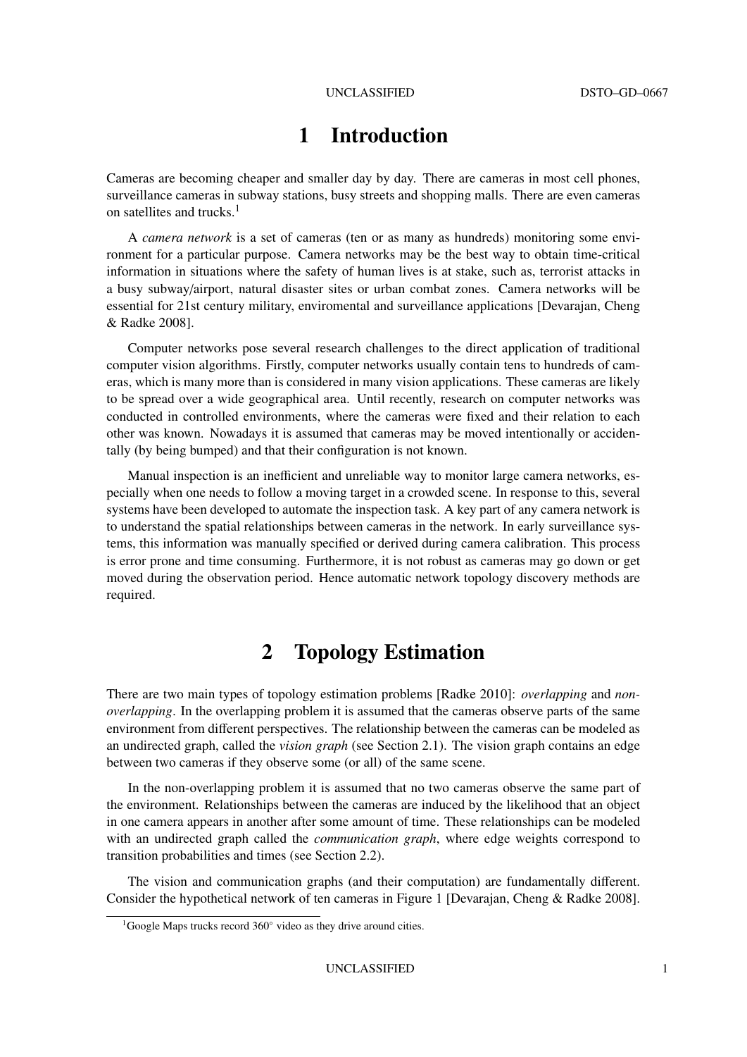# 1 Introduction

Cameras are becoming cheaper and smaller day by day. There are cameras in most cell phones, surveillance cameras in subway stations, busy streets and shopping malls. There are even cameras on satellites and trucks.[1]

A *camera network* is a set of cameras (ten or as many as hundreds) monitoring some environment for a particular purpose. Camera networks may be the best way to obtain time-critical information in situations where the safety of human lives is at stake, such as, terrorist attacks in a busy subway/airport, natural disaster sites or urban combat zones. Camera networks will be essential for 21st century military, enviromental and surveillance applications [Devarajan, Cheng & Radke 2008].

Computer networks pose several research challenges to the direct application of traditional computer vision algorithms. Firstly, computer networks usually contain tens to hundreds of cameras, which is many more than is considered in many vision applications. These cameras are likely to be spread over a wide geographical area. Until recently, research on computer networks was conducted in controlled environments, where the cameras were fixed and their relation to each other was known. Nowadays it is assumed that cameras may be moved intentionally or accidentally (by being bumped) and that their configuration is not known.

Manual inspection is an inefficient and unreliable way to monitor large camera networks, especially when one needs to follow a moving target in a crowded scene. In response to this, several systems have been developed to automate the inspection task. A key part of any camera network is to understand the spatial relationships between cameras in the network. In early surveillance systems, this information was manually specified or derived during camera calibration. This process is error prone and time consuming. Furthermore, it is not robust as cameras may go down or get moved during the observation period. Hence automatic network topology discovery methods are required.

# 2 Topology Estimation

There are two main types of topology estimation problems [Radke 2010]: *overlapping* and *non-overlapping*. In the overlapping problem it is assumed that the cameras observe parts of the same environment from different perspectives. The relationship between the cameras can be modeled as an undirected graph, called the *vision graph* (see Section 2.1). The vision graph contains an edge between two cameras if they observe some (or all) of the same scene.

In the non-overlapping problem it is assumed that no two cameras observe the same part of the environment. Relationships between the cameras are induced by the likelihood that an object in one camera appears in another after some amount of time. These relationships can be modeled with an undirected graph called the *communication graph*, where edge weights correspond to transition probabilities and times (see Section 2.2).

The vision and communication graphs (and their computation) are fundamentally different. Consider the hypothetical network of ten cameras in Figure 1 [Devarajan, Cheng & Radke 2008].

[1] Google Maps trucks record 360° video as they drive around cities.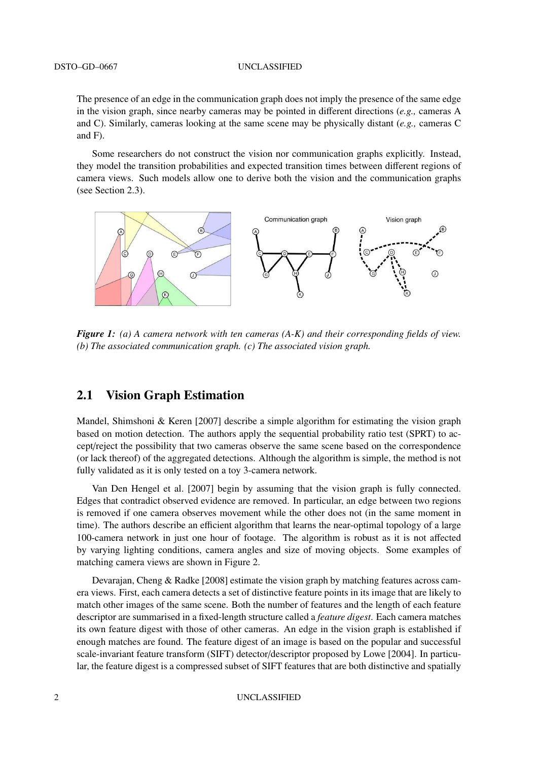The presence of an edge in the communication graph does not imply the presence of the same edge in the vision graph, since nearby cameras may be pointed in different directions (*e.g.,* cameras A and C). Similarly, cameras looking at the same scene may be physically distant (*e.g.,* cameras C and F).

Some researchers do not construct the vision nor communication graphs explicitly. Instead, they model the transition probabilities and expected transition times between different regions of camera views. Such models allow one to derive both the vision and the communication graphs (see Section 2.3).

***Figure 1:*** *(a) A camera network with ten cameras (A-K) and their corresponding fields of view. (b) The associated communication graph. (c) The associated vision graph.*

## 2.1 Vision Graph Estimation

Mandel, Shimshoni & Keren [2007] describe a simple algorithm for estimating the vision graph based on motion detection. The authors apply the sequential probability ratio test (SPRT) to accept/reject the possibility that two cameras observe the same scene based on the correspondence (or lack thereof) of the aggregated detections. Although the algorithm is simple, the method is not fully validated as it is only tested on a toy 3-camera network.

Van Den Hengel et al. [2007] begin by assuming that the vision graph is fully connected. Edges that contradict observed evidence are removed. In particular, an edge between two regions is removed if one camera observes movement while the other does not (in the same moment in time). The authors describe an efficient algorithm that learns the near-optimal topology of a large 100-camera network in just one hour of footage. The algorithm is robust as it is not affected by varying lighting conditions, camera angles and size of moving objects. Some examples of matching camera views are shown in Figure 2.

Devarajan, Cheng & Radke [2008] estimate the vision graph by matching features across camera views. First, each camera detects a set of distinctive feature points in its image that are likely to match other images of the same scene. Both the number of features and the length of each feature descriptor are summarised in a fixed-length structure called a *feature digest*. Each camera matches its own feature digest with those of other cameras. An edge in the vision graph is established if enough matches are found. The feature digest of an image is based on the popular and successful scale-invariant feature transform (SIFT) detector/descriptor proposed by Lowe [2004]. In particular, the feature digest is a compressed subset of SIFT features that are both distinctive and spatially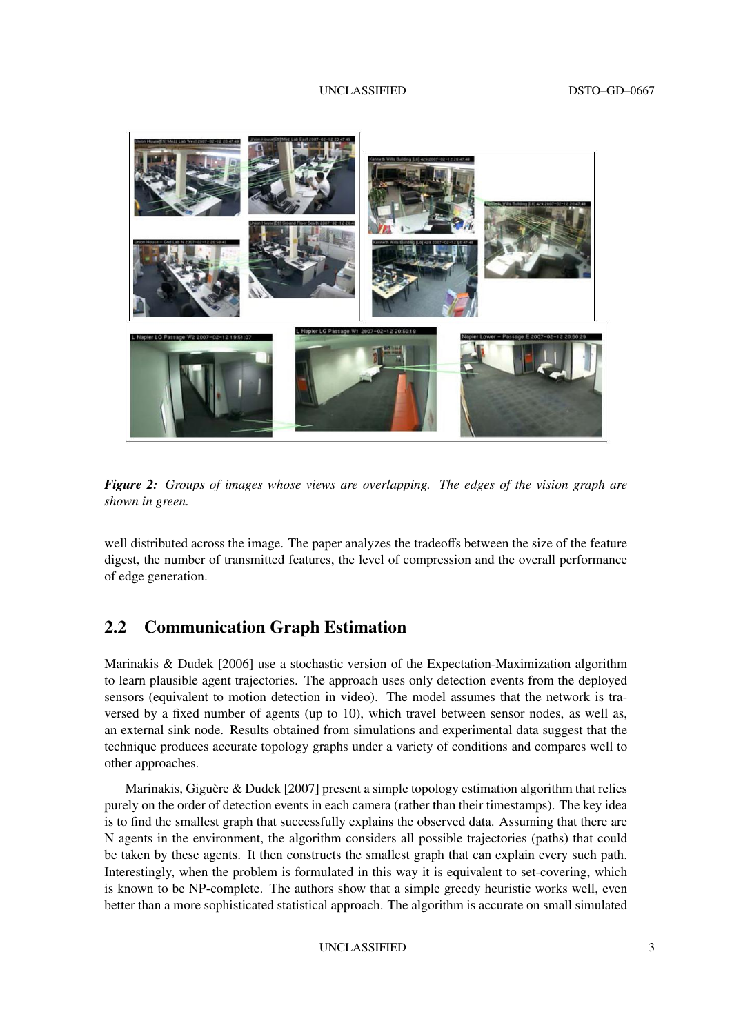*Figure 2: Groups of images whose views are overlapping. The edges of the vision graph are shown in green.*

well distributed across the image. The paper analyzes the tradeoffs between the size of the feature digest, the number of transmitted features, the level of compression and the overall performance of edge generation.

## 2.2 Communication Graph Estimation

Marinakis & Dudek [2006] use a stochastic version of the Expectation-Maximization algorithm to learn plausible agent trajectories. The approach uses only detection events from the deployed sensors (equivalent to motion detection in video). The model assumes that the network is traversed by a fixed number of agents (up to 10), which travel between sensor nodes, as well as, an external sink node. Results obtained from simulations and experimental data suggest that the technique produces accurate topology graphs under a variety of conditions and compares well to other approaches.

Marinakis, Giguère & Dudek [2007] present a simple topology estimation algorithm that relies purely on the order of detection events in each camera (rather than their timestamps). The key idea is to find the smallest graph that successfully explains the observed data. Assuming that there are N agents in the environment, the algorithm considers all possible trajectories (paths) that could be taken by these agents. It then constructs the smallest graph that can explain every such path. Interestingly, when the problem is formulated in this way it is equivalent to set-covering, which is known to be NP-complete. The authors show that a simple greedy heuristic works well, even better than a more sophisticated statistical approach. The algorithm is accurate on small simulated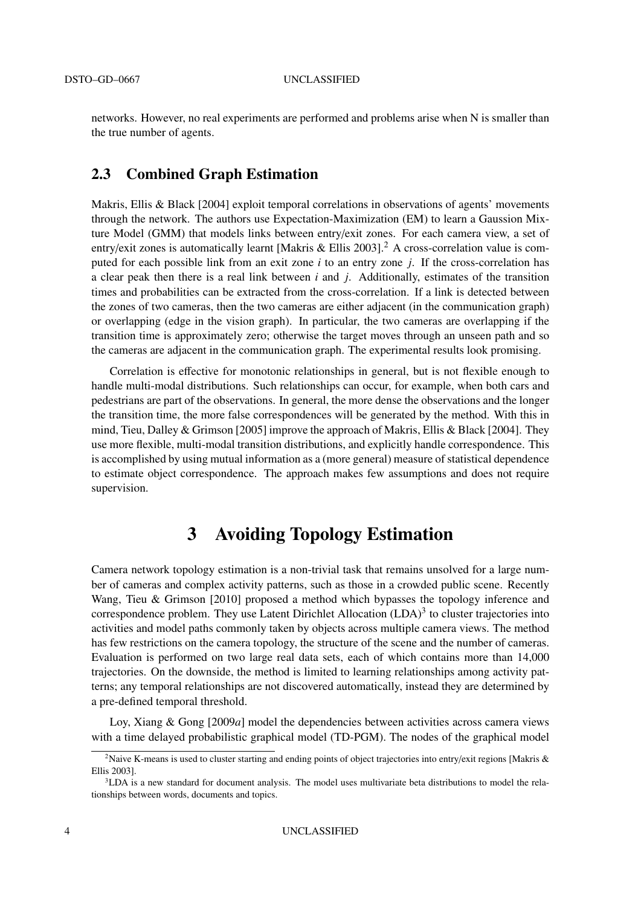networks. However, no real experiments are performed and problems arise when N is smaller than the true number of agents.

## 2.3 Combined Graph Estimation

Makris, Ellis & Black [2004] exploit temporal correlations in observations of agents' movements through the network. The authors use Expectation-Maximization (EM) to learn a Gaussion Mixture Model (GMM) that models links between entry/exit zones. For each camera view, a set of entry/exit zones is automatically learnt [Makris & Ellis 2003].[2] A cross-correlation value is computed for each possible link from an exit zone $i$ to an entry zone $j$. If the cross-correlation has a clear peak then there is a real link between $i$ and $j$. Additionally, estimates of the transition times and probabilities can be extracted from the cross-correlation. If a link is detected between the zones of two cameras, then the two cameras are either adjacent (in the communication graph) or overlapping (edge in the vision graph). In particular, the two cameras are overlapping if the transition time is approximately zero; otherwise the target moves through an unseen path and so the cameras are adjacent in the communication graph. The experimental results look promising.

Correlation is effective for monotonic relationships in general, but is not flexible enough to handle multi-modal distributions. Such relationships can occur, for example, when both cars and pedestrians are part of the observations. In general, the more dense the observations and the longer the transition time, the more false correspondences will be generated by the method. With this in mind, Tieu, Dalley & Grimson [2005] improve the approach of Makris, Ellis & Black [2004]. They use more flexible, multi-modal transition distributions, and explicitly handle correspondence. This is accomplished by using mutual information as a (more general) measure of statistical dependence to estimate object correspondence. The approach makes few assumptions and does not require supervision.

# 3 Avoiding Topology Estimation

Camera network topology estimation is a non-trivial task that remains unsolved for a large number of cameras and complex activity patterns, such as those in a crowded public scene. Recently Wang, Tieu & Grimson [2010] proposed a method which bypasses the topology inference and correspondence problem. They use Latent Dirichlet Allocation (LDA)[3] to cluster trajectories into activities and model paths commonly taken by objects across multiple camera views. The method has few restrictions on the camera topology, the structure of the scene and the number of cameras. Evaluation is performed on two large real data sets, each of which contains more than 14,000 trajectories. On the downside, the method is limited to learning relationships among activity patterns; any temporal relationships are not discovered automatically, instead they are determined by a pre-defined temporal threshold.

Loy, Xiang & Gong [2009*a*] model the dependencies between activities across camera views with a time delayed probabilistic graphical model (TD-PGM). The nodes of the graphical model

[2] Naive K-means is used to cluster starting and ending points of object trajectories into entry/exit regions [Makris & Ellis 2003].

[3] LDA is a new standard for document analysis. The model uses multivariate beta distributions to model the relationships between words, documents and topics.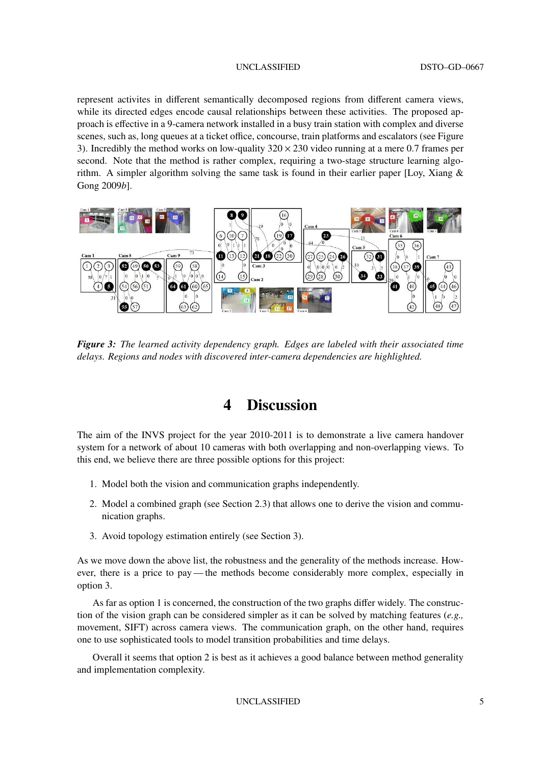represent activites in different semantically decomposed regions from different camera views, while its directed edges encode causal relationships between these activities. The proposed approach is effective in a 9-camera network installed in a busy train station with complex and diverse scenes, such as, long queues at a ticket office, concourse, train platforms and escalators (see Figure 3). Incredibly the method works on low-quality $320 \times 230$ video running at a mere 0.7 frames per second. Note that the method is rather complex, requiring a two-stage structure learning algorithm. A simpler algorithm solving the same task is found in their earlier paper [Loy, Xiang & Gong 2009*b*].

***Figure 3:*** *The learned activity dependency graph. Edges are labeled with their associated time delays. Regions and nodes with discovered inter-camera dependencies are highlighted.*

# 4 Discussion

The aim of the INVS project for the year 2010-2011 is to demonstrate a live camera handover system for a network of about 10 cameras with both overlapping and non-overlapping views. To this end, we believe there are three possible options for this project:

1. Model both the vision and communication graphs independently.
2. Model a combined graph (see Section 2.3) that allows one to derive the vision and communication graphs.
3. Avoid topology estimation entirely (see Section 3).

As we move down the above list, the robustness and the generality of the methods increase. However, there is a price to pay — the methods become considerably more complex, especially in option 3.

As far as option 1 is concerned, the construction of the two graphs differ widely. The construction of the vision graph can be considered simpler as it can be solved by matching features (*e.g.,* movement, SIFT) across camera views. The communication graph, on the other hand, requires one to use sophisticated tools to model transition probabilities and time delays.

Overall it seems that option 2 is best as it achieves a good balance between method generality and implementation complexity.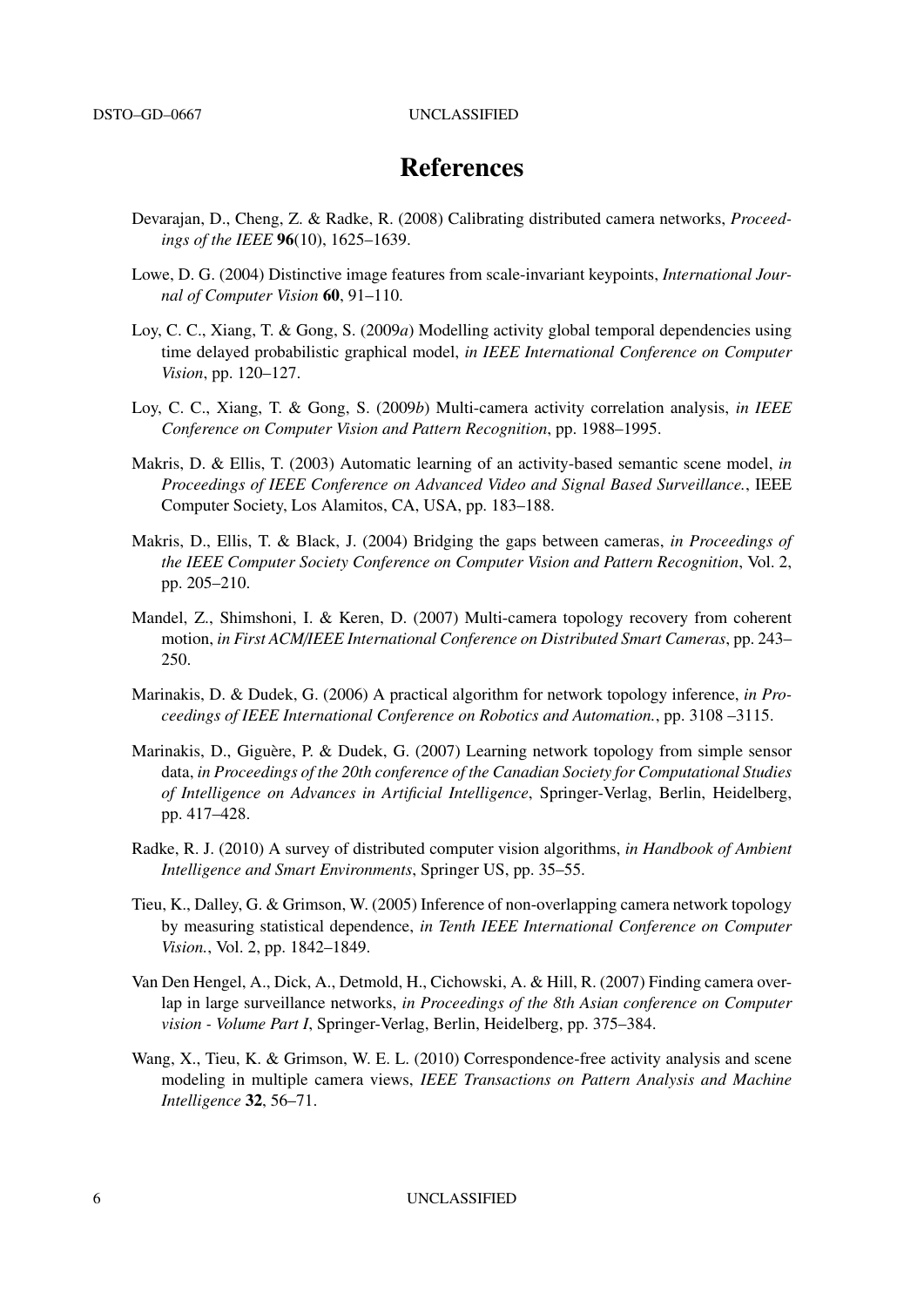# References

Devarajan, D., Cheng, Z. & Radke, R. (2008) Calibrating distributed camera networks, *Proceedings of the IEEE* **96**(10), 1625–1639.

Lowe, D. G. (2004) Distinctive image features from scale-invariant keypoints, *International Journal of Computer Vision* **60**, 91–110.

Loy, C. C., Xiang, T. & Gong, S. (2009*a*) Modelling activity global temporal dependencies using time delayed probabilistic graphical model, *in IEEE International Conference on Computer Vision*, pp. 120–127.

Loy, C. C., Xiang, T. & Gong, S. (2009*b*) Multi-camera activity correlation analysis, *in IEEE Conference on Computer Vision and Pattern Recognition*, pp. 1988–1995.

Makris, D. & Ellis, T. (2003) Automatic learning of an activity-based semantic scene model, *in Proceedings of IEEE Conference on Advanced Video and Signal Based Surveillance.*, IEEE Computer Society, Los Alamitos, CA, USA, pp. 183–188.

Makris, D., Ellis, T. & Black, J. (2004) Bridging the gaps between cameras, *in Proceedings of the IEEE Computer Society Conference on Computer Vision and Pattern Recognition*, Vol. 2, pp. 205–210.

Mandel, Z., Shimshoni, I. & Keren, D. (2007) Multi-camera topology recovery from coherent motion, *in First ACM/IEEE International Conference on Distributed Smart Cameras*, pp. 243–250.

Marinakis, D. & Dudek, G. (2006) A practical algorithm for network topology inference, *in Proceedings of IEEE International Conference on Robotics and Automation.*, pp. 3108 –3115.

Marinakis, D., Giguère, P. & Dudek, G. (2007) Learning network topology from simple sensor data, *in Proceedings of the 20th conference of the Canadian Society for Computational Studies of Intelligence on Advances in Artificial Intelligence*, Springer-Verlag, Berlin, Heidelberg, pp. 417–428.

Radke, R. J. (2010) A survey of distributed computer vision algorithms, *in Handbook of Ambient Intelligence and Smart Environments*, Springer US, pp. 35–55.

Tieu, K., Dalley, G. & Grimson, W. (2005) Inference of non-overlapping camera network topology by measuring statistical dependence, *in Tenth IEEE International Conference on Computer Vision.*, Vol. 2, pp. 1842–1849.

Van Den Hengel, A., Dick, A., Detmold, H., Cichowski, A. & Hill, R. (2007) Finding camera overlap in large surveillance networks, *in Proceedings of the 8th Asian conference on Computer vision - Volume Part I*, Springer-Verlag, Berlin, Heidelberg, pp. 375–384.

Wang, X., Tieu, K. & Grimson, W. E. L. (2010) Correspondence-free activity analysis and scene modeling in multiple camera views, *IEEE Transactions on Pattern Analysis and Machine Intelligence* **32**, 56–71.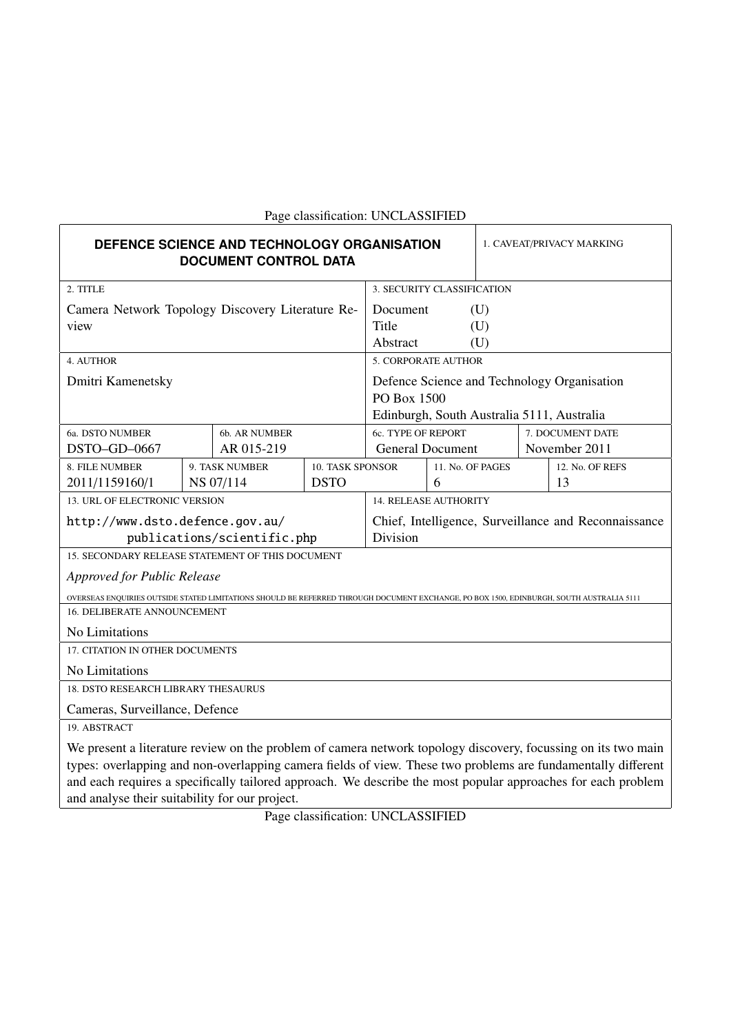Page classification: UNCLASSIFIED

| DEFENCE SCIENCE AND TECHNOLOGY ORGANISATION DOCUMENT CONTROL DATA | | | | | | 1. CAVEAT/PRIVACY MARKING |
|---|---|---|---|---|---|---|
| 2. TITLE<br>Camera Network Topology Discovery Literature Review | | | | 3. SECURITY CLASSIFICATION<br>Document (U)<br>Title (U)<br>Abstract (U) | | |
| 4. AUTHOR<br>Dmitri Kamenetsky | | | | 5. CORPORATE AUTHOR<br>Defence Science and Technology Organisation<br>PO Box 1500<br>Edinburgh, South Australia 5111, Australia | | |
| 6a. DSTO NUMBER<br>DSTO–GD–0667 | | 6b. AR NUMBER<br>AR 015-219 | | 6c. TYPE OF REPORT<br>General Document | | 7. DOCUMENT DATE<br>November 2011 |
| 8. FILE NUMBER<br>2011/1159160/1 | 9. TASK NUMBER<br>NS 07/114 | | 10. TASK SPONSOR<br>DSTO | | 11. No. OF PAGES<br>6 | 12. No. OF REFS<br>13 |
| 13. URL OF ELECTRONIC VERSION<br>http://www.dsto.defence.gov.au/publications/scientific.php | | | | 14. RELEASE AUTHORITY<br>Chief, Intelligence, Surveillance and Reconnaissance Division | | |

15. SECONDARY RELEASE STATEMENT OF THIS DOCUMENT

*Approved for Public Release*

OVERSEAS ENQUIRIES OUTSIDE STATED LIMITATIONS SHOULD BE REFERRED THROUGH DOCUMENT EXCHANGE, PO BOX 1500, EDINBURGH, SOUTH AUSTRALIA 5111

16. DELIBERATE ANNOUNCEMENT

No Limitations

17. CITATION IN OTHER DOCUMENTS

No Limitations

18. DSTO RESEARCH LIBRARY THESAURUS

Cameras, Surveillance, Defence

19. ABSTRACT

We present a literature review on the problem of camera network topology discovery, focussing on its two main types: overlapping and non-overlapping camera fields of view. These two problems are fundamentally different and each requires a specifically tailored approach. We describe the most popular approaches for each problem and analyse their suitability for our project.

Page classification: UNCLASSIFIED